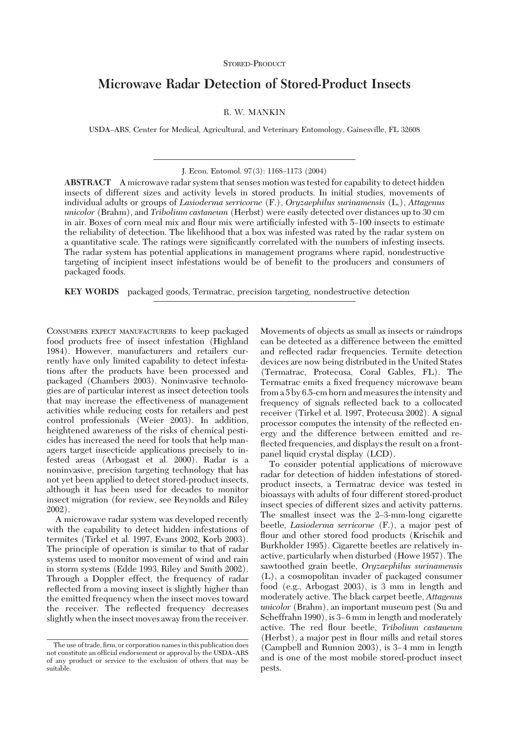STORED-PRODUCT

# Microwave Radar Detection of Stored-Product Insects

R. W. MANKIN

USDA–ARS, Center for Medical, Agricultural, and Veterinary Entomology, Gainesville, FL 32608

J. Econ. Entomol. 97(3): 1168–1173 (2004)

**ABSTRACT** A microwave radar system that senses motion was tested for capability to detect hidden insects of different sizes and activity levels in stored products. In initial studies, movements of individual adults or groups of *Lasioderma serricorne* (F.), *Oryzaephilus surinamensis* (L.), *Attagenus unicolor* (Brahm), and *Tribolium castaneum* (Herbst) were easily detected over distances up to 30 cm in air. Boxes of corn meal mix and flour mix were artificially infested with 5–100 insects to estimate the reliability of detection. The likelihood that a box was infested was rated by the radar system on a quantitative scale. The ratings were significantly correlated with the numbers of infesting insects. The radar system has potential applications in management programs where rapid, nondestructive targeting of incipient insect infestations would be of benefit to the producers and consumers of packaged foods.

**KEY WORDS** packaged goods, Termatrac, precision targeting, nondestructive detection

CONSUMERS EXPECT MANUFACTURERS to keep packaged food products free of insect infestation (Highland 1984). However, manufacturers and retailers currently have only limited capability to detect infestations after the products have been processed and packaged (Chambers 2003). Noninvasive technologies are of particular interest as insect detection tools that may increase the effectiveness of management activities while reducing costs for retailers and pest control professionals (Weier 2003). In addition, heightened awareness of the risks of chemical pesticides has increased the need for tools that help managers target insecticide applications precisely to infested areas (Arbogast et al. 2000). Radar is a noninvasive, precision targeting technology that has not yet been applied to detect stored-product insects, although it has been used for decades to monitor insect migration (for review, see Reynolds and Riley 2002).

A microwave radar system was developed recently with the capability to detect hidden infestations of termites (Tirkel et al. 1997, Evans 2002, Korb 2003). The principle of operation is similar to that of radar systems used to monitor movement of wind and rain in storm systems (Edde 1993, Riley and Smith 2002). Through a Doppler effect, the frequency of radar reflected from a moving insect is slightly higher than the emitted frequency when the insect moves toward the receiver. The reflected frequency decreases slightly when the insect moves away from the receiver. Movements of objects as small as insects or raindrops can be detected as a difference between the emitted and reflected radar frequencies. Termite detection devices are now being distributed in the United States (Termatrac, Protecusa, Coral Gables, FL). The Termatrac emits a fixed frequency microwave beam from a 5 by 6.5-cm horn and measures the intensity and frequency of signals reflected back to a collocated receiver (Tirkel et al. 1997, Protecusa 2002). A signal processor computes the intensity of the reflected energy and the difference between emitted and reflected frequencies, and displays the result on a front-panel liquid crystal display (LCD).

To consider potential applications of microwave radar for detection of hidden infestations of stored-product insects, a Termatrac device was tested in bioassays with adults of four different stored-product insect species of different sizes and activity patterns. The smallest insect was the 2–3-mm-long cigarette beetle, *Lasioderma serricorne* (F.), a major pest of flour and other stored food products (Krischik and Burkholder 1995). Cigarette beetles are relatively inactive, particularly when disturbed (Howe 1957). The sawtoothed grain beetle, *Oryzaephilus surinamensis* (L), a cosmopolitan invader of packaged consumer food (e.g., Arbogast 2003), is 3 mm in length and moderately active. The black carpet beetle, *Attagenus unicolor* (Brahm), an important museum pest (Su and Scheffrahn 1990), is 3–6 mm in length and moderately active. The red flour beetle, *Tribolium castaneum* (Herbst), a major pest in flour mills and retail stores (Campbell and Runnion 2003), is 3–4 mm in length and is one of the most mobile stored-product insect pests.

The use of trade, firm, or corporation names in this publication does not constitute an official endorsement or approval by the USDA–ARS of any product or service to the exclusion of others that may be suitable.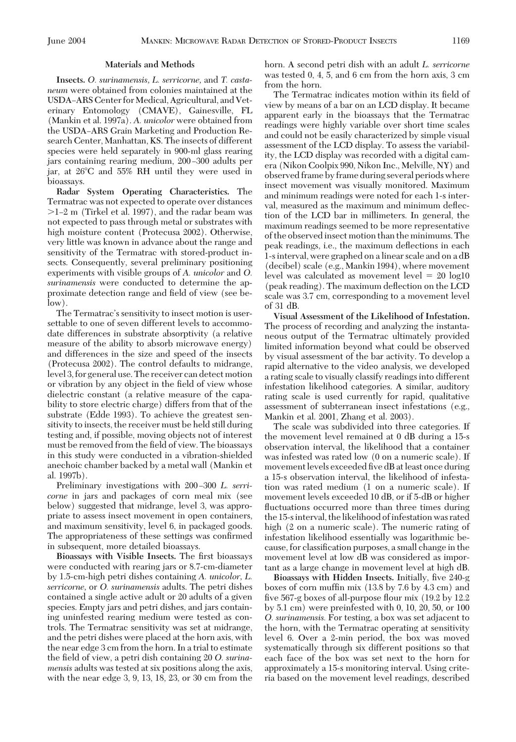## Materials and Methods

**Insects.** *O. surinamensis*, *L. serricorne*, and *T. castaneum* were obtained from colonies maintained at the USDA–ARS Center for Medical, Agricultural, and Veterinary Entomology (CMAVE), Gainesville, FL (Mankin et al. 1997a). *A. unicolor* were obtained from the USDA–ARS Grain Marketing and Production Research Center, Manhattan, KS. The insects of different species were held separately in 900-ml glass rearing jars containing rearing medium, 200–300 adults per jar, at 26°C and 55% RH until they were used in bioassays.

**Radar System Operating Characteristics.** The Termatrac was not expected to operate over distances >1–2 m (Tirkel et al. 1997), and the radar beam was not expected to pass through metal or substrates with high moisture content (Protecusa 2002). Otherwise, very little was known in advance about the range and sensitivity of the Termatrac with stored-product insects. Consequently, several preliminary positioning experiments with visible groups of *A. unicolor* and *O. surinamensis* were conducted to determine the approximate detection range and field of view (see below).

The Termatrac's sensitivity to insect motion is user-settable to one of seven different levels to accommodate differences in substrate absorptivity (a relative measure of the ability to absorb microwave energy) and differences in the size and speed of the insects (Protecusa 2002). The control defaults to midrange, level 3, for general use. The receiver can detect motion or vibration by any object in the field of view whose dielectric constant (a relative measure of the capability to store electric charge) differs from that of the substrate (Edde 1993). To achieve the greatest sensitivity to insects, the receiver must be held still during testing and, if possible, moving objects not of interest must be removed from the field of view. The bioassays in this study were conducted in a vibration-shielded anechoic chamber backed by a metal wall (Mankin et al. 1997b).

Preliminary investigations with 200–300 *L. serricorne* in jars and packages of corn meal mix (see below) suggested that midrange, level 3, was appropriate to assess insect movement in open containers, and maximum sensitivity, level 6, in packaged goods. The appropriateness of these settings was confirmed in subsequent, more detailed bioassays.

**Bioassays with Visible Insects.** The first bioassays were conducted with rearing jars or 8.7-cm-diameter by 1.5-cm-high petri dishes containing *A. unicolor*, *L. serricorne*, or *O. surinamensis* adults. The petri dishes contained a single active adult or 20 adults of a given species. Empty jars and petri dishes, and jars containing uninfested rearing medium were tested as controls. The Termatrac sensitivity was set at midrange, and the petri dishes were placed at the horn axis, with the near edge 3 cm from the horn. In a trial to estimate the field of view, a petri dish containing 20 *O. surinamensis* adults was tested at six positions along the axis, with the near edge 3, 9, 13, 18, 23, or 30 cm from the horn. A second petri dish with an adult *L. serricorne* was tested 0, 4, 5, and 6 cm from the horn axis, 3 cm from the horn.

The Termatrac indicates motion within its field of view by means of a bar on an LCD display. It became apparent early in the bioassays that the Termatrac readings were highly variable over short time scales and could not be easily characterized by simple visual assessment of the LCD display. To assess the variability, the LCD display was recorded with a digital camera (Nikon Coolpix 990, Nikon Inc., Melville, NY) and observed frame by frame during several periods where insect movement was visually monitored. Maximum and minimum readings were noted for each 1-s interval, measured as the maximum and minimum deflection of the LCD bar in millimeters. In general, the maximum readings seemed to be more representative of the observed insect motion than the minimums. The peak readings, i.e., the maximum deflections in each 1-s interval, were graphed on a linear scale and on a dB (decibel) scale (e.g., Mankin 1994), where movement level was calculated as movement level = 20 log10 (peak reading). The maximum deflection on the LCD scale was 3.7 cm, corresponding to a movement level of 31 dB.

**Visual Assessment of the Likelihood of Infestation.** The process of recording and analyzing the instantaneous output of the Termatrac ultimately provided limited information beyond what could be observed by visual assessment of the bar activity. To develop a rapid alternative to the video analysis, we developed a rating scale to visually classify readings into different infestation likelihood categories. A similar, auditory rating scale is used currently for rapid, qualitative assessment of subterranean insect infestations (e.g., Mankin et al. 2001, Zhang et al. 2003).

The scale was subdivided into three categories. If the movement level remained at 0 dB during a 15-s observation interval, the likelihood that a container was infested was rated low (0 on a numeric scale). If movement levels exceeded five dB at least once during a 15-s observation interval, the likelihood of infestation was rated medium (1 on a numeric scale). If movement levels exceeded 10 dB, or if 5-dB or higher fluctuations occurred more than three times during the 15-s interval, the likelihood of infestation was rated high (2 on a numeric scale). The numeric rating of infestation likelihood essentially was logarithmic because, for classification purposes, a small change in the movement level at low dB was considered as important as a large change in movement level at high dB.

**Bioassays with Hidden Insects.** Initially, five 240-g boxes of corn muffin mix (13.8 by 7.6 by 4.3 cm) and five 567-g boxes of all-purpose flour mix (19.2 by 12.2 by 5.1 cm) were preinfested with 0, 10, 20, 50, or 100 *O. surinamensis*. For testing, a box was set adjacent to the horn, with the Termatrac operating at sensitivity level 6. Over a 2-min period, the box was moved systematically through six different positions so that each face of the box was set next to the horn for approximately a 15-s monitoring interval. Using criteria based on the movement level readings, described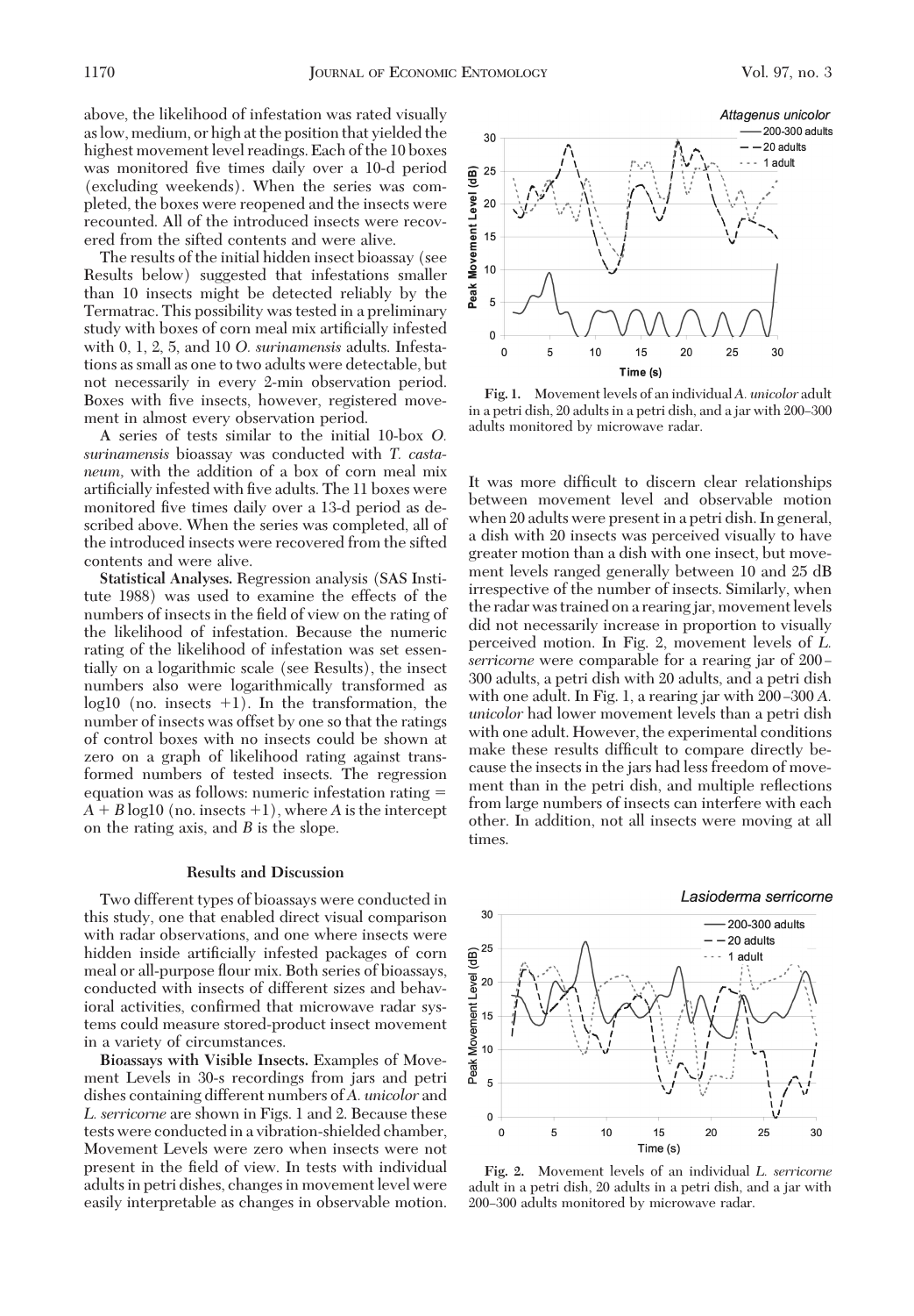above, the likelihood of infestation was rated visually as low, medium, or high at the position that yielded the highest movement level readings. Each of the 10 boxes was monitored five times daily over a 10-d period (excluding weekends). When the series was completed, the boxes were reopened and the insects were recounted. All of the introduced insects were recovered from the sifted contents and were alive.

The results of the initial hidden insect bioassay (see Results below) suggested that infestations smaller than 10 insects might be detected reliably by the Termatrac. This possibility was tested in a preliminary study with boxes of corn meal mix artificially infested with 0, 1, 2, 5, and 10 *O. surinamensis* adults. Infestations as small as one to two adults were detectable, but not necessarily in every 2-min observation period. Boxes with five insects, however, registered movement in almost every observation period.

A series of tests similar to the initial 10-box *O. surinamensis* bioassay was conducted with *T. castaneum*, with the addition of a box of corn meal mix artificially infested with five adults. The 11 boxes were monitored five times daily over a 13-d period as described above. When the series was completed, all of the introduced insects were recovered from the sifted contents and were alive.

**Statistical Analyses.** Regression analysis (SAS Institute 1988) was used to examine the effects of the numbers of insects in the field of view on the rating of the likelihood of infestation. Because the numeric rating of the likelihood of infestation was set essentially on a logarithmic scale (see Results), the insect numbers also were logarithmically transformed as log10 (no. insects +1). In the transformation, the number of insects was offset by one so that the ratings of control boxes with no insects could be shown at zero on a graph of likelihood rating against transformed numbers of tested insects. The regression equation was as follows: numeric infestation rating = $A + B \log10$ (no. insects +1), where $A$ is the intercept on the rating axis, and $B$ is the slope.

## Results and Discussion

Two different types of bioassays were conducted in this study, one that enabled direct visual comparison with radar observations, and one where insects were hidden inside artificially infested packages of corn meal or all-purpose flour mix. Both series of bioassays, conducted with insects of different sizes and behavioral activities, confirmed that microwave radar systems could measure stored-product insect movement in a variety of circumstances.

**Bioassays with Visible Insects.** Examples of Movement Levels in 30-s recordings from jars and petri dishes containing different numbers of *A. unicolor* and *L. serricorne* are shown in Figs. 1 and 2. Because these tests were conducted in a vibration-shielded chamber, Movement Levels were zero when insects were not present in the field of view. In tests with individual adults in petri dishes, changes in movement level were easily interpretable as changes in observable motion.

**Fig. 1.** Movement levels of an individual *A. unicolor* adult in a petri dish, 20 adults in a petri dish, and a jar with 200–300 adults monitored by microwave radar.

It was more difficult to discern clear relationships between movement level and observable motion when 20 adults were present in a petri dish. In general, a dish with 20 insects was perceived visually to have greater motion than a dish with one insect, but movement levels ranged generally between 10 and 25 dB irrespective of the number of insects. Similarly, when the radar was trained on a rearing jar, movement levels did not necessarily increase in proportion to visually perceived motion. In Fig. 2, movement levels of *L. serricorne* were comparable for a rearing jar of 200–300 adults, a petri dish with 20 adults, and a petri dish with one adult. In Fig. 1, a rearing jar with 200–300 *A. unicolor* had lower movement levels than a petri dish with one adult. However, the experimental conditions make these results difficult to compare directly because the insects in the jars had less freedom of movement than in the petri dish, and multiple reflections from large numbers of insects can interfere with each other. In addition, not all insects were moving at all times.

**Fig. 2.** Movement levels of an individual *L. serricorne* adult in a petri dish, 20 adults in a petri dish, and a jar with 200–300 adults monitored by microwave radar.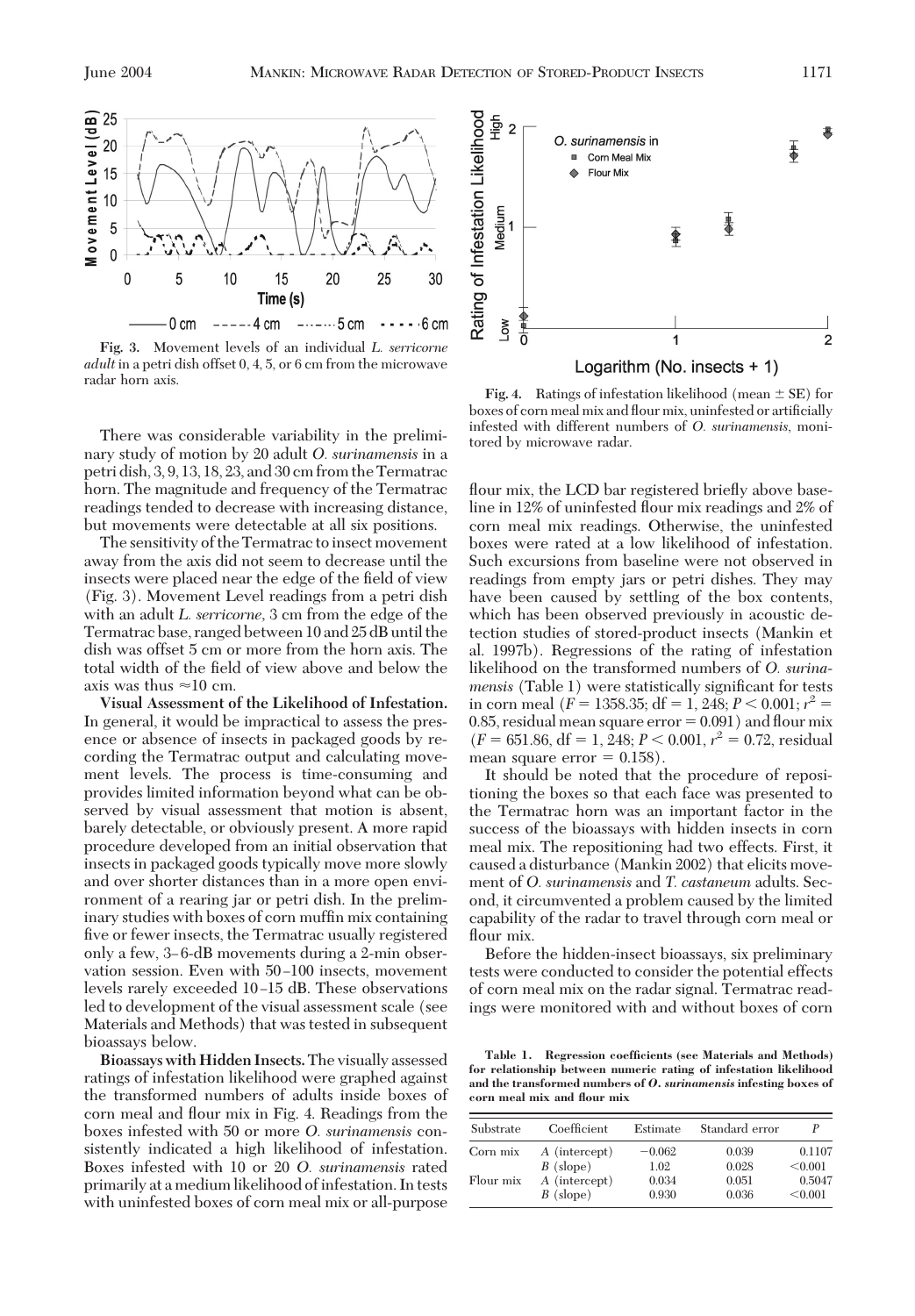**Fig. 3.** Movement levels of an individual *L. serricorne adult* in a petri dish offset 0, 4, 5, or 6 cm from the microwave radar horn axis.

There was considerable variability in the preliminary study of motion by 20 adult *O. surinamensis* in a petri dish, 3, 9, 13, 18, 23, and 30 cm from the Termatrac horn. The magnitude and frequency of the Termatrac readings tended to decrease with increasing distance, but movements were detectable at all six positions.

The sensitivity of the Termatrac to insect movement away from the axis did not seem to decrease until the insects were placed near the edge of the field of view (Fig. 3). Movement Level readings from a petri dish with an adult *L. serricorne*, 3 cm from the edge of the Termatrac base, ranged between 10 and 25 dB until the dish was offset 5 cm or more from the horn axis. The total width of the field of view above and below the axis was thus ≈10 cm.

**Visual Assessment of the Likelihood of Infestation.** In general, it would be impractical to assess the presence or absence of insects in packaged goods by recording the Termatrac output and calculating movement levels. The process is time-consuming and provides limited information beyond what can be observed by visual assessment that motion is absent, barely detectable, or obviously present. A more rapid procedure developed from an initial observation that insects in packaged goods typically move more slowly and over shorter distances than in a more open environment of a rearing jar or petri dish. In the preliminary studies with boxes of corn muffin mix containing five or fewer insects, the Termatrac usually registered only a few, 3–6-dB movements during a 2-min observation session. Even with 50–100 insects, movement levels rarely exceeded 10–15 dB. These observations led to development of the visual assessment scale (see Materials and Methods) that was tested in subsequent bioassays below.

**Bioassays with Hidden Insects.** The visually assessed ratings of infestation likelihood were graphed against the transformed numbers of adults inside boxes of corn meal and flour mix in Fig. 4. Readings from the boxes infested with 50 or more *O. surinamensis* consistently indicated a high likelihood of infestation. Boxes infested with 10 or 20 *O. surinamensis* rated primarily at a medium likelihood of infestation. In tests with uninfested boxes of corn meal mix or all-purpose flour mix, the LCD bar registered briefly above baseline in 12% of uninfested flour mix readings and 2% of corn meal mix readings. Otherwise, the uninfested boxes were rated at a low likelihood of infestation. Such excursions from baseline were not observed in readings from empty jars or petri dishes. They may have been caused by settling of the box contents, which has been observed previously in acoustic detection studies of stored-product insects (Mankin et al. 1997b). Regressions of the rating of infestation likelihood on the transformed numbers of *O. surinamensis* (Table 1) were statistically significant for tests in corn meal ($F = 1358.35$; df = 1, 248; $P < 0.001$; $r^2 = 0.85$, residual mean square error = 0.091) and flour mix ($F = 651.86$, df = 1, 248; $P < 0.001$, $r^2 = 0.72$, residual mean square error = 0.158).

**Fig. 4.** Ratings of infestation likelihood (mean ± SE) for boxes of corn meal mix and flour mix, uninfested or artificially infested with different numbers of *O. surinamensis*, monitored by microwave radar.

It should be noted that the procedure of repositioning the boxes so that each face was presented to the Termatrac horn was an important factor in the success of the bioassays with hidden insects in corn meal mix. The repositioning had two effects. First, it caused a disturbance (Mankin 2002) that elicits movement of *O. surinamensis* and *T. castaneum* adults. Second, it circumvented a problem caused by the limited capability of the radar to travel through corn meal or flour mix.

Before the hidden-insect bioassays, six preliminary tests were conducted to consider the potential effects of corn meal mix on the radar signal. Termatrac readings were monitored with and without boxes of corn

**Table 1. Regression coefficients (see Materials and Methods) for relationship between numeric rating of infestation likelihood and the transformed numbers of *O. surinamensis* infesting boxes of corn meal mix and flour mix**

| Substrate | Coefficient | Estimate | Standard error | *P* |
|---|---|---|---|---|
| Corn mix | *A* (intercept) | −0.062 | 0.039 | 0.1107 |
| | *B* (slope) | 1.02 | 0.028 | <0.001 |
| Flour mix | *A* (intercept) | 0.034 | 0.051 | 0.5047 |
| | *B* (slope) | 0.930 | 0.036 | <0.001 |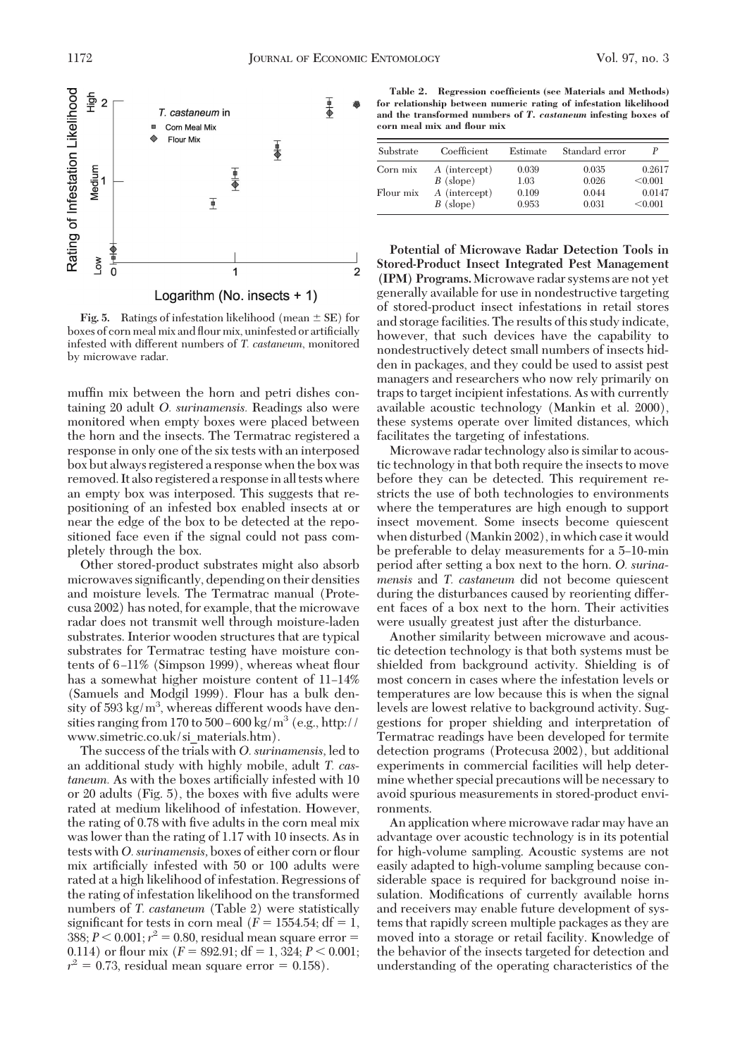Fig. 5. Ratings of infestation likelihood (mean ± SE) for boxes of corn meal mix and flour mix, uninfested or artificially infested with different numbers of *T. castaneum*, monitored by microwave radar.

muffin mix between the horn and petri dishes containing 20 adult *O. surinamensis.* Readings also were monitored when empty boxes were placed between the horn and the insects. The Termatrac registered a response in only one of the six tests with an interposed box but always registered a response when the box was removed. It also registered a response in all tests where an empty box was interposed. This suggests that repositioning of an infested box enabled insects at or near the edge of the box to be detected at the repositioned face even if the signal could not pass completely through the box.

Other stored-product substrates might also absorb microwaves significantly, depending on their densities and moisture levels. The Termatrac manual (Protecusa 2002) has noted, for example, that the microwave radar does not transmit well through moisture-laden substrates. Interior wooden structures that are typical substrates for Termatrac testing have moisture contents of 6–11% (Simpson 1999), whereas wheat flour has a somewhat higher moisture content of 11–14% (Samuels and Modgil 1999). Flour has a bulk density of 593 kg/m$^3$, whereas different woods have densities ranging from 170 to 500–600 kg/m$^3$ (e.g., http://www.simetric.co.uk/si_materials.htm).

The success of the trials with *O. surinamensis*, led to an additional study with highly mobile, adult *T. castaneum.* As with the boxes artificially infested with 10 or 20 adults (Fig. 5), the boxes with five adults were rated at medium likelihood of infestation. However, the rating of 0.78 with five adults in the corn meal mix was lower than the rating of 1.17 with 10 insects. As in tests with *O. surinamensis*, boxes of either corn or flour mix artificially infested with 50 or 100 adults were rated at a high likelihood of infestation. Regressions of the rating of infestation likelihood on the transformed numbers of *T. castaneum* (Table 2) were statistically significant for tests in corn meal ($F = 1554.54$; df = 1, 388; $P < 0.001$; $r^2 = 0.80$, residual mean square error = 0.114) or flour mix ($F = 892.91$; df = 1, 324; $P < 0.001$; $r^2 = 0.73$, residual mean square error = 0.158).

**Table 2. Regression coefficients (see Materials and Methods) for relationship between numeric rating of infestation likelihood and the transformed numbers of *T. castaneum* infesting boxes of corn meal mix and flour mix**

| Substrate | Coefficient | Estimate | Standard error | P |
|---|---|---|---|---|
| Corn mix | A (intercept) | 0.039 | 0.035 | 0.2617 |
| | B (slope) | 1.03 | 0.026 | <0.001 |
| Flour mix | A (intercept) | 0.109 | 0.044 | 0.0147 |
| | B (slope) | 0.953 | 0.031 | <0.001 |

**Potential of Microwave Radar Detection Tools in Stored-Product Insect Integrated Pest Management (IPM) Programs.** Microwave radar systems are not yet generally available for use in nondestructive targeting of stored-product insect infestations in retail stores and storage facilities. The results of this study indicate, however, that such devices have the capability to nondestructively detect small numbers of insects hidden in packages, and they could be used to assist pest managers and researchers who now rely primarily on traps to target incipient infestations. As with currently available acoustic technology (Mankin et al. 2000), these systems operate over limited distances, which facilitates the targeting of infestations.

Microwave radar technology also is similar to acoustic technology in that both require the insects to move before they can be detected. This requirement restricts the use of both technologies to environments where the temperatures are high enough to support insect movement. Some insects become quiescent when disturbed (Mankin 2002), in which case it would be preferable to delay measurements for a 5–10-min period after setting a box next to the horn. *O. surinamensis* and *T. castaneum* did not become quiescent during the disturbances caused by reorienting different faces of a box next to the horn. Their activities were usually greatest just after the disturbance.

Another similarity between microwave and acoustic detection technology is that both systems must be shielded from background activity. Shielding is of most concern in cases where the infestation levels or temperatures are low because this is when the signal levels are lowest relative to background activity. Suggestions for proper shielding and interpretation of Termatrac readings have been developed for termite detection programs (Protecusa 2002), but additional experiments in commercial facilities will help determine whether special precautions will be necessary to avoid spurious measurements in stored-product environments.

An application where microwave radar may have an advantage over acoustic technology is in its potential for high-volume sampling. Acoustic systems are not easily adapted to high-volume sampling because considerable space is required for background noise insulation. Modifications of currently available horns and receivers may enable future development of systems that rapidly screen multiple packages as they are moved into a storage or retail facility. Knowledge of the behavior of the insects targeted for detection and understanding of the operating characteristics of the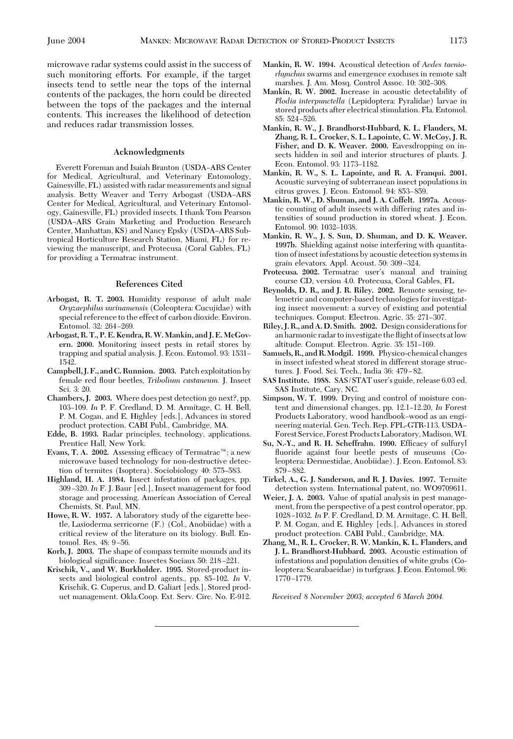microwave radar systems could assist in the success of such monitoring efforts. For example, if the target insects tend to settle near the tops of the internal contents of the packages, the horn could be directed between the tops of the packages and the internal contents. This increases the likelihood of detection and reduces radar transmission losses.

## Acknowledgments

Everett Foreman and Isaiah Branton (USDA–ARS Center for Medical, Agricultural, and Veterinary Entomology, Gainesville, FL) assisted with radar measurements and signal analysis. Betty Weaver and Terry Arbogast (USDA–ARS Center for Medical, Agricultural, and Veterinary Entomology, Gainesville, FL) provided insects. I thank Tom Pearson (USDA–ARS Grain Marketing and Production Research Center, Manhattan, KS) and Nancy Epsky (USDA–ARS Subtropical Horticulture Research Station, Miami, FL) for reviewing the manuscript, and Protecusa (Coral Gables, FL) for providing a Termatrac instrument.

## References Cited

**Arbogast, R. T. 2003.** Humidity response of adult male *Oryzaephilus surinamensis* (Coleoptera: Cucujidae) with special reference to the effect of carbon dioxide. Environ. Entomol. 32: 264–269.

**Arbogast, R. T., P. E. Kendra, R. W. Mankin, and J. E. McGovern. 2000.** Monitoring insect pests in retail stores by trapping and spatial analysis. J. Econ. Entomol. 93: 1531–1542.

**Campbell, J. F., and C. Runnion. 2003.** Patch exploitation by female red flour beetles, *Tribolium castaneum.* J. Insect Sci. 3: 20.

**Chambers, J. 2003.** Where does pest detection go next?, pp. 103–109. *In* P. F. Credland, D. M. Armitage, C. H. Bell, P. M. Cogan, and E. Highley [eds.], Advances in stored product protection. CABI Publ., Cambridge, MA.

**Edde, B. 1993.** Radar principles, technology, applications. Prentice Hall, New York.

**Evans, T. A. 2002.** Assessing efficacy of Termatrac™; a new microwave based technology for non-destructive detection of termites (Isoptera). Sociobiology 40: 575–583.

**Highland, H. A. 1984.** Insect infestation of packages, pp. 309–320. *In* F. J. Baur [ed.], Insect management for food storage and processing. American Association of Cereal Chemists, St. Paul, MN.

**Howe, R. W. 1957.** A laboratory study of the cigarette beetle, Lasioderma serricorne (F.) (Col., Anobiidae) with a critical review of the literature on its biology. Bull. Entomol. Res. 48: 9–56.

**Korb, J. 2003.** The shape of compass termite mounds and its biological significance. Insectes Sociaux 50: 218–221.

**Krischik, V., and W. Burkholder. 1995.** Stored-product insects and biological control agents., pp. 85–102. *In* V. Krischik, G. Cuperus, and D. Galiart [eds.], Stored product management. Okla.Coop. Ext. Serv. Circ. No. E-912.

**Mankin, R. W. 1994.** Acoustical detection of *Aedes taeniorhynchus* swarms and emergence exoduses in remote salt marshes. J. Am. Mosq. Control Assoc. 10: 302–308.

**Mankin, R. W. 2002.** Increase in acoustic detectability of *Plodia interpunctella* (Lepidoptera: Pyralidae) larvae in stored products after electrical stimulation. Fla. Entomol. 85: 524–526.

**Mankin, R. W., J. Brandhorst-Hubbard, K. L. Flanders, M. Zhang, R. L. Crocker, S. L. Lapointe, C. W. McCoy, J. R. Fisher, and D. K. Weaver. 2000.** Eavesdropping on insects hidden in soil and interior structures of plants. J. Econ. Entomol. 93: 1173–1182.

**Mankin, R. W., S. L. Lapointe, and R. A. Franqui. 2001.** Acoustic surveying of subterranean insect populations in citrus groves. J. Econ. Entomol. 94: 853–859.

**Mankin, R. W., D. Shuman, and J. A. Coffelt. 1997a.** Acoustic counting of adult insects with differing rates and intensities of sound production in stored wheat. J. Econ. Entomol. 90: 1032–1038.

**Mankin, R. W., J. S. Sun, D. Shuman, and D. K. Weaver. 1997b.** Shielding against noise interfering with quantitation of insect infestations by acoustic detection systems in grain elevators. Appl. Acoust. 50: 309–324.

**Protecusa. 2002.** Termatrac user's manual and training course CD, version 4.0. Protecusa, Coral Gables, FL

**Reynolds, D. R., and J. R. Riley. 2002.** Remote sensing, telemetric and computer-based technologies for investigating insect movement: a survey of existing and potential techniques. Comput. Electron. Agric. 35: 271–307.

**Riley, J. R., and A. D. Smith. 2002.** Design considerations for an harmonic radar to investigate the flight of insects at low altitude. Comput. Electron. Agric. 35: 151–169.

**Samuels, R., and R. Modgil. 1999.** Physico-chemical changes in insect infested wheat stored in different storage structures. J. Food. Sci. Tech., India 36: 479–82.

**SAS Institute. 1988.** SAS/STAT user's guide, release 6.03 ed. SAS Institute, Cary, NC.

**Simpson, W. T. 1999.** Drying and control of moisture content and dimensional changes, pp. 12.1–12.20, *In* Forest Products Laboratory, wood handbook–wood as an engineering material. Gen. Tech. Rep. FPL-GTR-113. USDA–Forest Service, Forest Products Laboratory, Madison, WI.

**Su, N.-Y., and R. H. Scheffrahn. 1990.** Efficacy of sulfuryl fluoride against four beetle pests of museums (Coleoptera: Dermestidae, Anobiidae). J. Econ. Entomol. 83: 879–882.

**Tirkel, A., G. J. Sanderson, and R. J. Davies. 1997.** Termite detection system. International patent, no. WO9709611.

**Weier, J. A. 2003.** Value of spatial analysis in pest management, from the perspective of a pest control operator, pp. 1028–1032. *In* P. F. Credland, D. M. Armitage, C. H. Bell, P. M. Cogan, and E. Highley [eds.], Advances in stored product protection. CABI Publ., Cambridge, MA.

**Zhang, M., R. L. Crocker, R. W. Mankin, K. L. Flanders, and J. L. Brandhorst-Hubbard. 2003.** Acoustic estimation of infestations and population densities of white grubs (Coleoptera: Scarabaeidae) in turfgrass. J. Econ. Entomol. 96: 1770–1779.

*Received 8 November 2003; accepted 6 March 2004.*